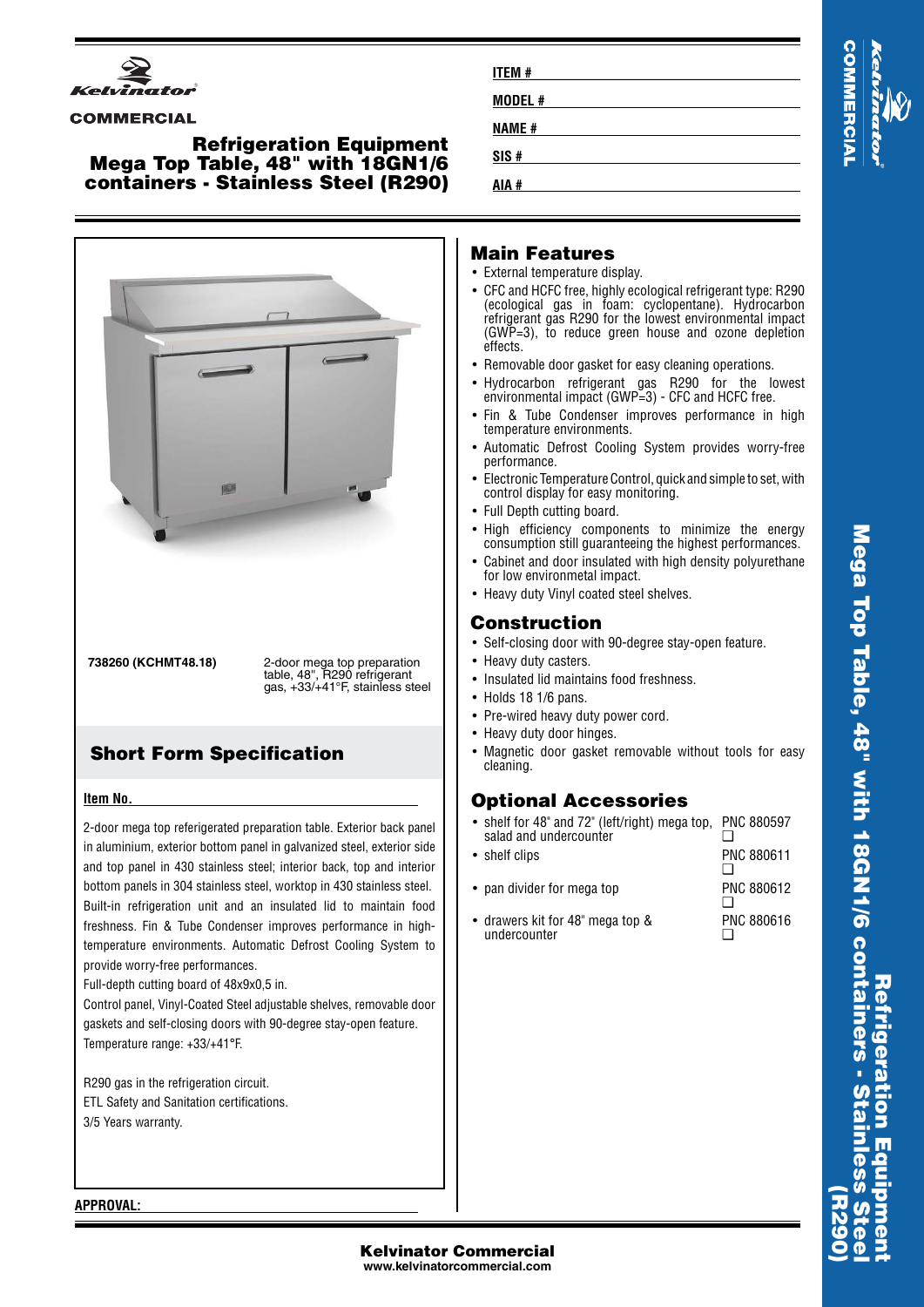**Kelvinator COMMERCIAL**

# Refrigeration Equipment
# Mega Top Table, 48" with 18GN1/6 containers - Stainless Steel (R290)

ITEM #

MODEL #

NAME #

SIS #

AIA #

**738260 (KCHMT48.18)** — 2-door mega top preparation table, 48", R290 refrigerant gas, +33/+41°F, stainless steel

## Short Form Specification

**Item No.**

2-door mega top referigerated preparation table. Exterior back panel in aluminium, exterior bottom panel in galvanized steel, exterior side and top panel in 430 stainless steel; interior back, top and interior bottom panels in 304 stainless steel, worktop in 430 stainless steel. Built-in refrigeration unit and an insulated lid to maintain food freshness. Fin & Tube Condenser improves performance in high-temperature environments. Automatic Defrost Cooling System to provide worry-free performances.

Full-depth cutting board of 48x9x0,5 in.

Control panel, Vinyl-Coated Steel adjustable shelves, removable door gaskets and self-closing doors with 90-degree stay-open feature.

Temperature range: +33/+41°F.

R290 gas in the refrigeration circuit.

ETL Safety and Sanitation certifications.

3/5 Years warranty.

**APPROVAL:**

## Main Features

- External temperature display.
- CFC and HCFC free, highly ecological refrigerant type: R290 (ecological gas in foam: cyclopentane). Hydrocarbon refrigerant gas R290 for the lowest environmental impact (GWP=3), to reduce green house and ozone depletion effects.
- Removable door gasket for easy cleaning operations.
- Hydrocarbon refrigerant gas R290 for the lowest environmental impact (GWP=3) - CFC and HCFC free.
- Fin & Tube Condenser improves performance in high temperature environments.
- Automatic Defrost Cooling System provides worry-free performance.
- Electronic Temperature Control, quick and simple to set, with control display for easy monitoring.
- Full Depth cutting board.
- High efficiency components to minimize the energy consumption still guaranteeing the highest performances.
- Cabinet and door insulated with high density polyurethane for low environmental impact.
- Heavy duty Vinyl coated steel shelves.

## Construction

- Self-closing door with 90-degree stay-open feature.
- Heavy duty casters.
- Insulated lid maintains food freshness.
- Holds 18 1/6 pans.
- Pre-wired heavy duty power cord.
- Heavy duty door hinges.
- Magnetic door gasket removable without tools for easy cleaning.

## Optional Accessories

| | |
|---|---|
| • shelf for 48" and 72" (left/right) mega top, salad and undercounter | PNC 880597 ❑ |
| • shelf clips | PNC 880611 ❑ |
| • pan divider for mega top | PNC 880612 ❑ |
| • drawers kit for 48" mega top & undercounter | PNC 880616 ❑ |

**Kelvinator Commercial**
**www.kelvinatorcommercial.com**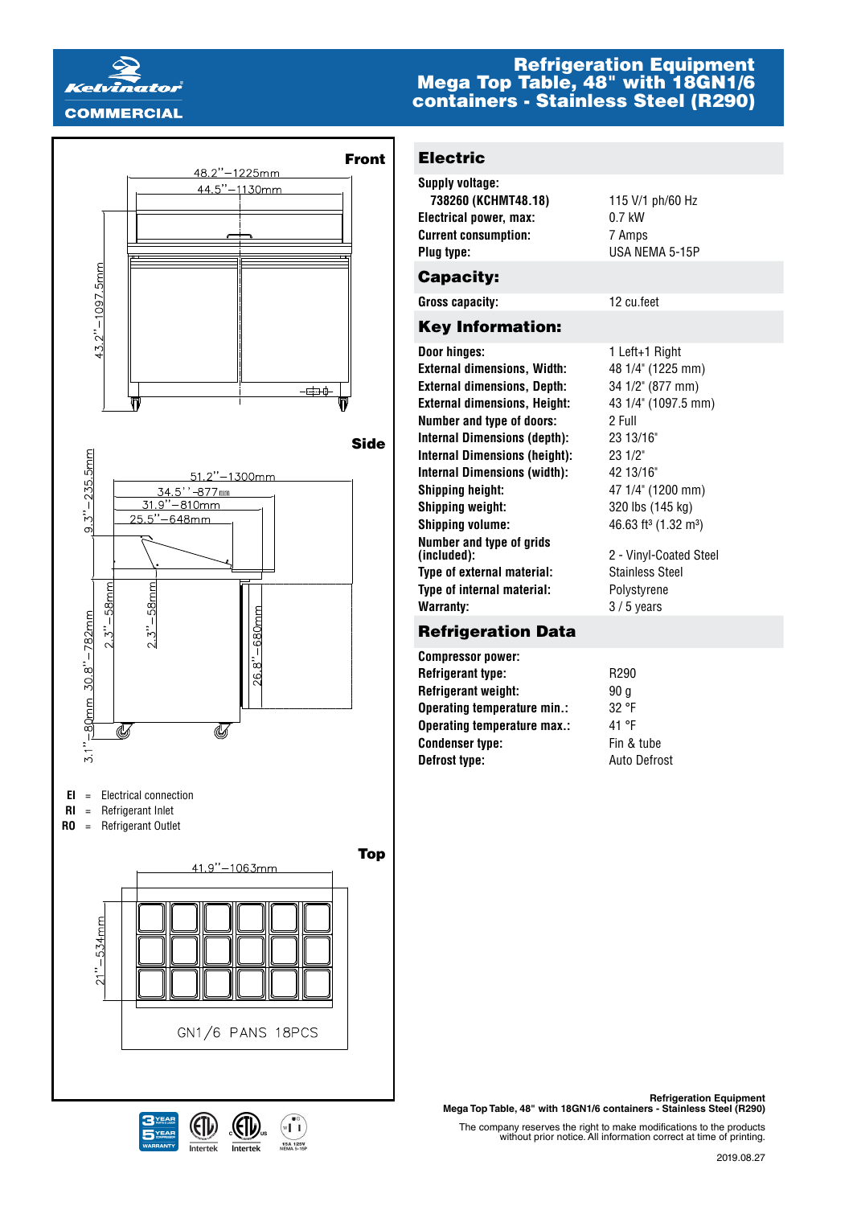# Refrigeration Equipment
# Mega Top Table, 48" with 18GN1/6 containers - Stainless Steel (R290)

Kelvinator COMMERCIAL

**Front**

48.2"–1225mm
44.5"–1130mm
43.2"–1097.5mm

**Side**

51.2"–1300mm
34.5''–877mm
31.9"–810mm
25.5"–648mm
9.3"–235.5mm
2.3"–58mm
2.3"–58mm
30.8"–782mm
26.8"–680mm
3.1"–80mm

**EI** = Electrical connection
**RI** = Refrigerant Inlet
**RO** = Refrigerant Outlet

**Top**

41.9"–1063mm
21"–534mm
GN1/6 PANS 18PCS

## Electric

| | |
|---|---|
| **Supply voltage:** | |
| **738260 (KCHMT48.18)** | 115 V/1 ph/60 Hz |
| **Electrical power, max:** | 0.7 kW |
| **Current consumption:** | 7 Amps |
| **Plug type:** | USA NEMA 5-15P |

## Capacity:

| | |
|---|---|
| **Gross capacity:** | 12 cu.feet |

## Key Information:

| | |
|---|---|
| **Door hinges:** | 1 Left+1 Right |
| **External dimensions, Width:** | 48 1/4" (1225 mm) |
| **External dimensions, Depth:** | 34 1/2" (877 mm) |
| **External dimensions, Height:** | 43 1/4" (1097.5 mm) |
| **Number and type of doors:** | 2 Full |
| **Internal Dimensions (depth):** | 23 13/16" |
| **Internal Dimensions (height):** | 23 1/2" |
| **Internal Dimensions (width):** | 42 13/16" |
| **Shipping height:** | 47 1/4" (1200 mm) |
| **Shipping weight:** | 320 lbs (145 kg) |
| **Shipping volume:** | 46.63 ft³ (1.32 m³) |
| **Number and type of grids (included):** | 2 - Vinyl-Coated Steel |
| **Type of external material:** | Stainless Steel |
| **Type of internal material:** | Polystyrene |
| **Warranty:** | 3 / 5 years |

## Refrigeration Data

| | |
|---|---|
| **Compressor power:** | |
| **Refrigerant type:** | R290 |
| **Refrigerant weight:** | 90 g |
| **Operating temperature min.:** | 32 °F |
| **Operating temperature max.:** | 41 °F |
| **Condenser type:** | Fin & tube |
| **Defrost type:** | Auto Defrost |

3 YEAR PARTS & LABOR · 5 YEAR COMPRESSOR WARRANTY · Intertek · Intertek · 15A 125V NEMA 5-15P

**Refrigeration Equipment**
**Mega Top Table, 48" with 18GN1/6 containers - Stainless Steel (R290)**

The company reserves the right to make modifications to the products without prior notice. All information correct at time of printing.

2019.08.27